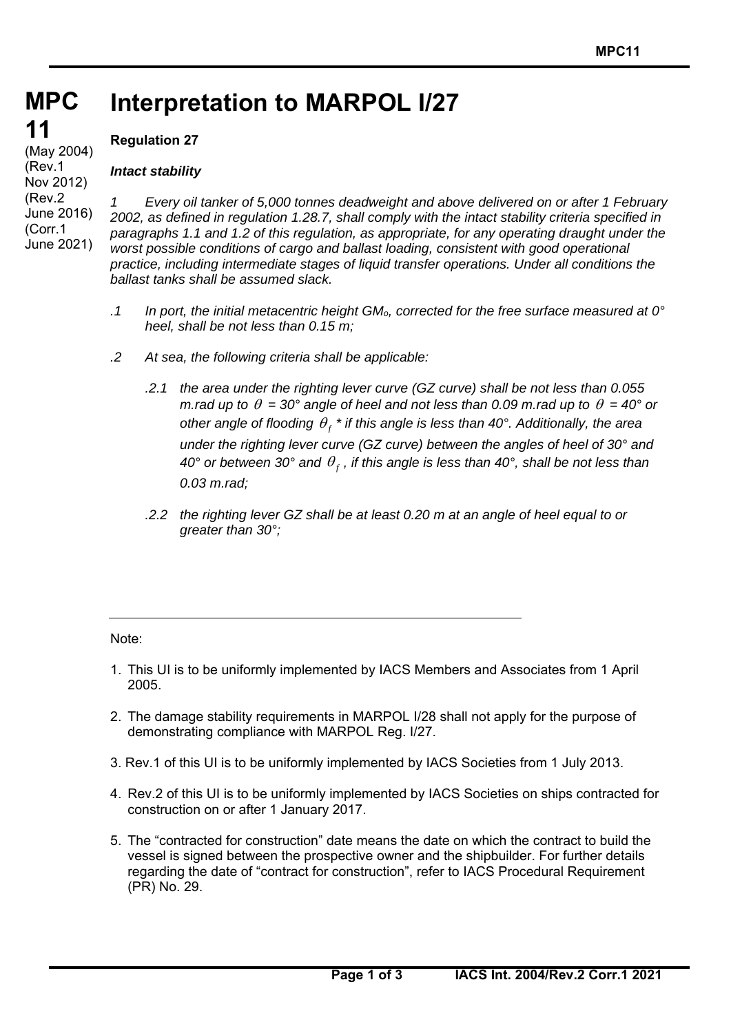# MPC 11

(May 2004)
(Rev.1 Nov 2012)
(Rev.2 June 2016)
(Corr.1 June 2021)

# Interpretation to MARPOL I/27

**Regulation 27**

***Intact stability***

*1 Every oil tanker of 5,000 tonnes deadweight and above delivered on or after 1 February 2002, as defined in regulation 1.28.7, shall comply with the intact stability criteria specified in paragraphs 1.1 and 1.2 of this regulation, as appropriate, for any operating draught under the worst possible conditions of cargo and ballast loading, consistent with good operational practice, including intermediate stages of liquid transfer operations. Under all conditions the ballast tanks shall be assumed slack.*

*.1 In port, the initial metacentric height $GM_o$, corrected for the free surface measured at 0° heel, shall be not less than 0.15 m;*

*.2 At sea, the following criteria shall be applicable:*

*.2.1 the area under the righting lever curve (GZ curve) shall be not less than 0.055 m.rad up to $\theta$ = 30° angle of heel and not less than 0.09 m.rad up to $\theta$ = 40° or other angle of flooding $\theta_f$ * if this angle is less than 40°. Additionally, the area under the righting lever curve (GZ curve) between the angles of heel of 30° and 40° or between 30° and $\theta_f$, if this angle is less than 40°, shall be not less than 0.03 m.rad;*

*.2.2 the righting lever GZ shall be at least 0.20 m at an angle of heel equal to or greater than 30°;*

---

Note:

1. This UI is to be uniformly implemented by IACS Members and Associates from 1 April 2005.

2. The damage stability requirements in MARPOL I/28 shall not apply for the purpose of demonstrating compliance with MARPOL Reg. I/27.

3. Rev.1 of this UI is to be uniformly implemented by IACS Societies from 1 July 2013.

4. Rev.2 of this UI is to be uniformly implemented by IACS Societies on ships contracted for construction on or after 1 January 2017.

5. The "contracted for construction" date means the date on which the contract to build the vessel is signed between the prospective owner and the shipbuilder. For further details regarding the date of "contract for construction", refer to IACS Procedural Requirement (PR) No. 29.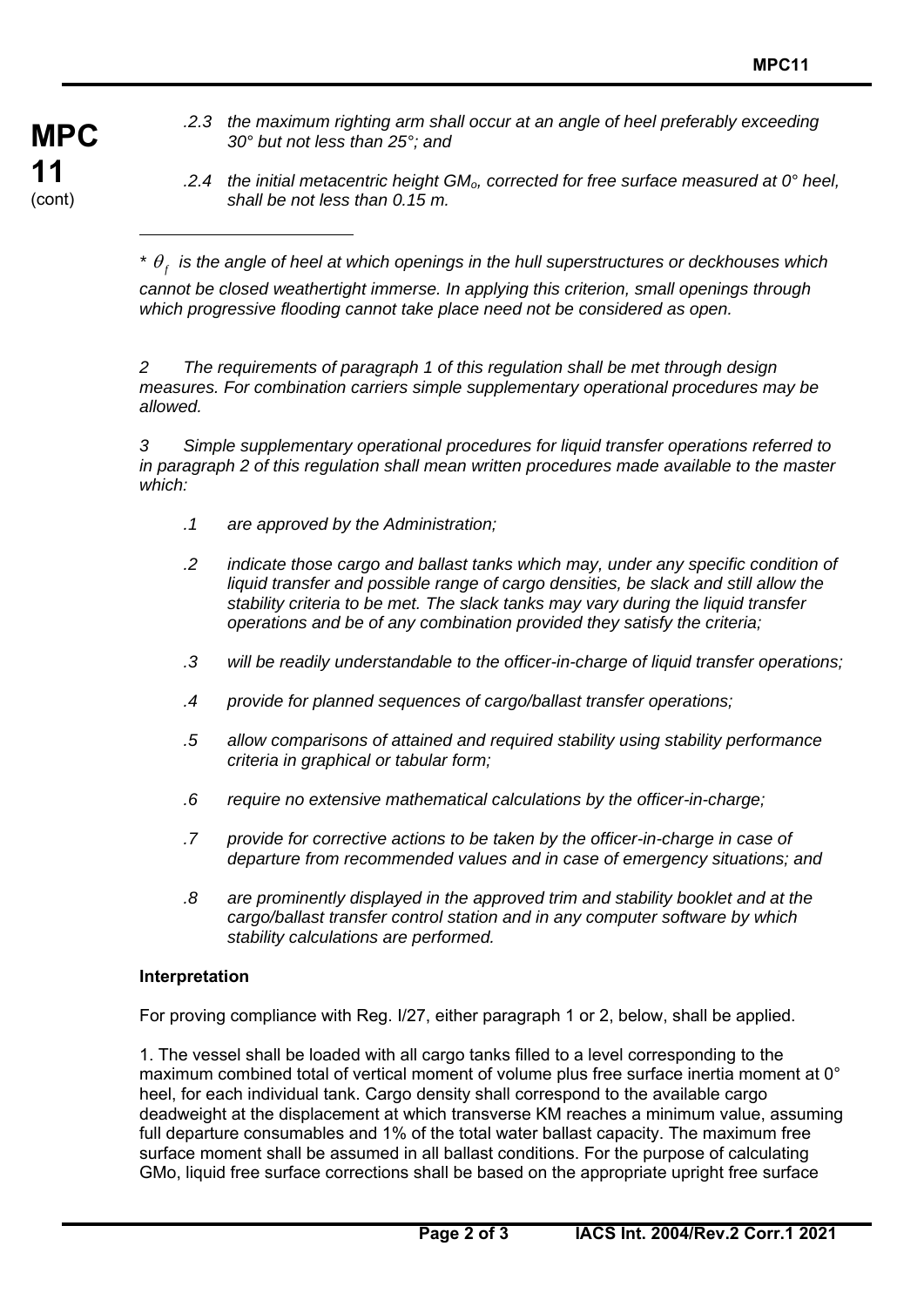*.2.3 the maximum righting arm shall occur at an angle of heel preferably exceeding 30° but not less than 25°; and*

*.2.4 the initial metacentric height $GM_o$, corrected for free surface measured at 0° heel, shall be not less than 0.15 m.*

---

*\* $\theta_f$ is the angle of heel at which openings in the hull superstructures or deckhouses which cannot be closed weathertight immerse. In applying this criterion, small openings through which progressive flooding cannot take place need not be considered as open.*

*2 The requirements of paragraph 1 of this regulation shall be met through design measures. For combination carriers simple supplementary operational procedures may be allowed.*

*3 Simple supplementary operational procedures for liquid transfer operations referred to in paragraph 2 of this regulation shall mean written procedures made available to the master which:*

*.1 are approved by the Administration;*

*.2 indicate those cargo and ballast tanks which may, under any specific condition of liquid transfer and possible range of cargo densities, be slack and still allow the stability criteria to be met. The slack tanks may vary during the liquid transfer operations and be of any combination provided they satisfy the criteria;*

*.3 will be readily understandable to the officer-in-charge of liquid transfer operations;*

*.4 provide for planned sequences of cargo/ballast transfer operations;*

*.5 allow comparisons of attained and required stability using stability performance criteria in graphical or tabular form;*

*.6 require no extensive mathematical calculations by the officer-in-charge;*

*.7 provide for corrective actions to be taken by the officer-in-charge in case of departure from recommended values and in case of emergency situations; and*

*.8 are prominently displayed in the approved trim and stability booklet and at the cargo/ballast transfer control station and in any computer software by which stability calculations are performed.*

**Interpretation**

For proving compliance with Reg. I/27, either paragraph 1 or 2, below, shall be applied.

1. The vessel shall be loaded with all cargo tanks filled to a level corresponding to the maximum combined total of vertical moment of volume plus free surface inertia moment at 0° heel, for each individual tank. Cargo density shall correspond to the available cargo deadweight at the displacement at which transverse KM reaches a minimum value, assuming full departure consumables and 1% of the total water ballast capacity. The maximum free surface moment shall be assumed in all ballast conditions. For the purpose of calculating GMo, liquid free surface corrections shall be based on the appropriate upright free surface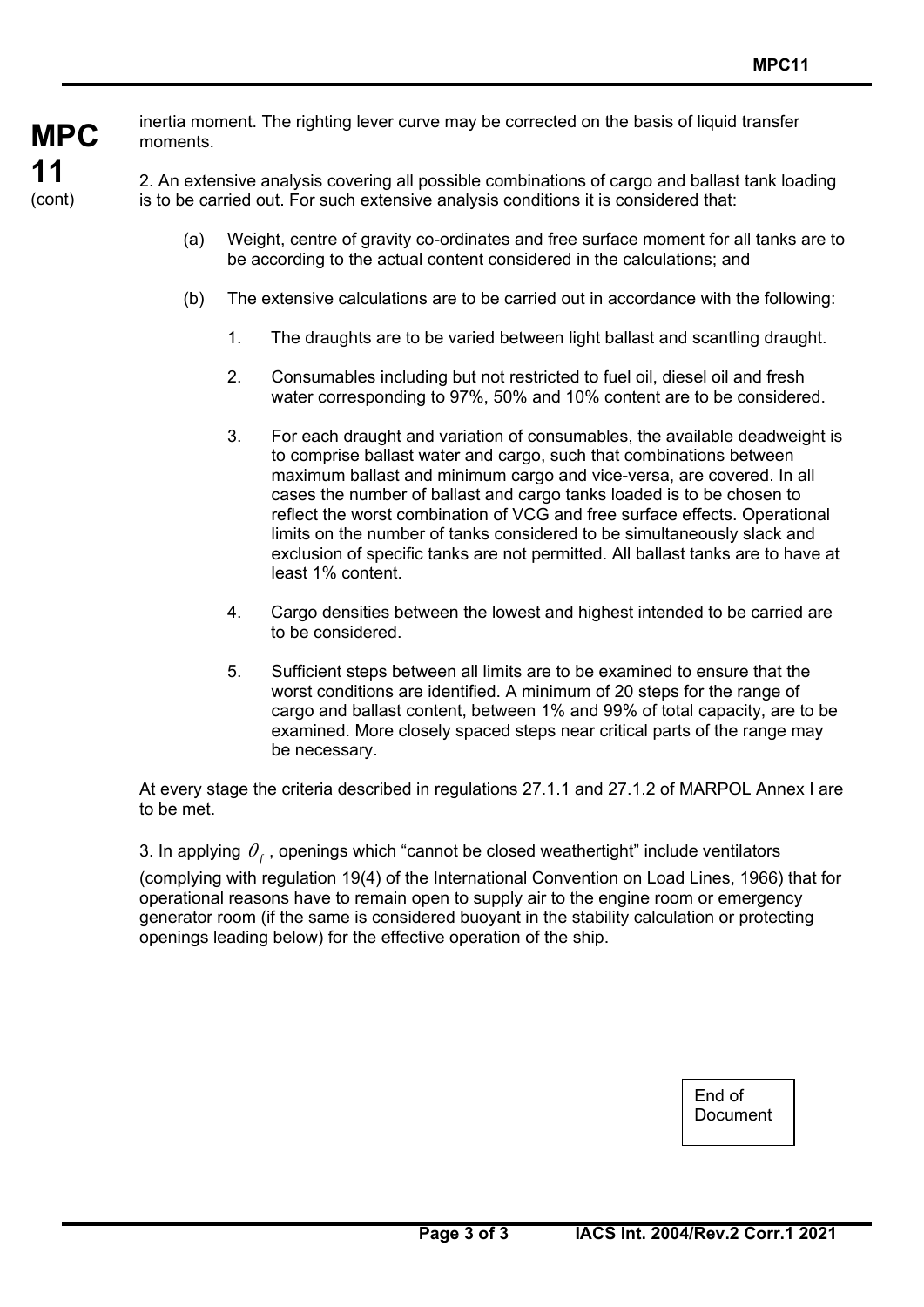inertia moment. The righting lever curve may be corrected on the basis of liquid transfer moments.

2. An extensive analysis covering all possible combinations of cargo and ballast tank loading is to be carried out. For such extensive analysis conditions it is considered that:

(a) Weight, centre of gravity co-ordinates and free surface moment for all tanks are to be according to the actual content considered in the calculations; and

(b) The extensive calculations are to be carried out in accordance with the following:

1. The draughts are to be varied between light ballast and scantling draught.

2. Consumables including but not restricted to fuel oil, diesel oil and fresh water corresponding to 97%, 50% and 10% content are to be considered.

3. For each draught and variation of consumables, the available deadweight is to comprise ballast water and cargo, such that combinations between maximum ballast and minimum cargo and vice-versa, are covered. In all cases the number of ballast and cargo tanks loaded is to be chosen to reflect the worst combination of VCG and free surface effects. Operational limits on the number of tanks considered to be simultaneously slack and exclusion of specific tanks are not permitted. All ballast tanks are to have at least 1% content.

4. Cargo densities between the lowest and highest intended to be carried are to be considered.

5. Sufficient steps between all limits are to be examined to ensure that the worst conditions are identified. A minimum of 20 steps for the range of cargo and ballast content, between 1% and 99% of total capacity, are to be examined. More closely spaced steps near critical parts of the range may be necessary.

At every stage the criteria described in regulations 27.1.1 and 27.1.2 of MARPOL Annex I are to be met.

3. In applying $\theta_f$, openings which "cannot be closed weathertight" include ventilators (complying with regulation 19(4) of the International Convention on Load Lines, 1966) that for operational reasons have to remain open to supply air to the engine room or emergency generator room (if the same is considered buoyant in the stability calculation or protecting openings leading below) for the effective operation of the ship.

End of Document